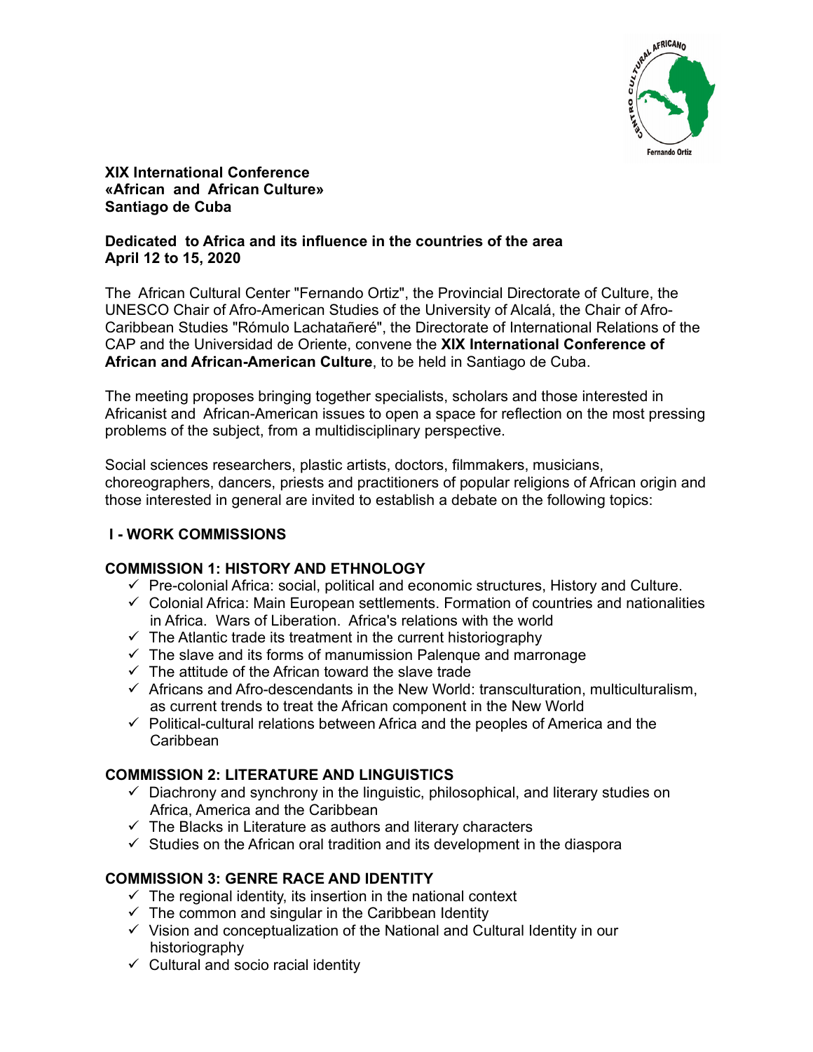**XIX International Conference**
**«African and African Culture»**
**Santiago de Cuba**

**Dedicated to Africa and its influence in the countries of the area**
**April 12 to 15, 2020**

The African Cultural Center "Fernando Ortiz", the Provincial Directorate of Culture, the UNESCO Chair of Afro-American Studies of the University of Alcalá, the Chair of Afro-Caribbean Studies "Rómulo Lachatañeré", the Directorate of International Relations of the CAP and the Universidad de Oriente, convene the **XIX International Conference of African and African-American Culture**, to be held in Santiago de Cuba.

The meeting proposes bringing together specialists, scholars and those interested in Africanist and African-American issues to open a space for reflection on the most pressing problems of the subject, from a multidisciplinary perspective.

Social sciences researchers, plastic artists, doctors, filmmakers, musicians, choreographers, dancers, priests and practitioners of popular religions of African origin and those interested in general are invited to establish a debate on the following topics:

## I - WORK COMMISSIONS

### COMMISSION 1: HISTORY AND ETHNOLOGY

- ✓ Pre-colonial Africa: social, political and economic structures, History and Culture.
- ✓ Colonial Africa: Main European settlements. Formation of countries and nationalities in Africa. Wars of Liberation. Africa's relations with the world
- ✓ The Atlantic trade its treatment in the current historiography
- ✓ The slave and its forms of manumission Palenque and marronage
- ✓ The attitude of the African toward the slave trade
- ✓ Africans and Afro-descendants in the New World: transculturation, multiculturalism, as current trends to treat the African component in the New World
- ✓ Political-cultural relations between Africa and the peoples of America and the Caribbean

### COMMISSION 2: LITERATURE AND LINGUISTICS

- ✓ Diachrony and synchrony in the linguistic, philosophical, and literary studies on Africa, America and the Caribbean
- ✓ The Blacks in Literature as authors and literary characters
- ✓ Studies on the African oral tradition and its development in the diaspora

### COMMISSION 3: GENRE RACE AND IDENTITY

- ✓ The regional identity, its insertion in the national context
- ✓ The common and singular in the Caribbean Identity
- ✓ Vision and conceptualization of the National and Cultural Identity in our historiography
- ✓ Cultural and socio racial identity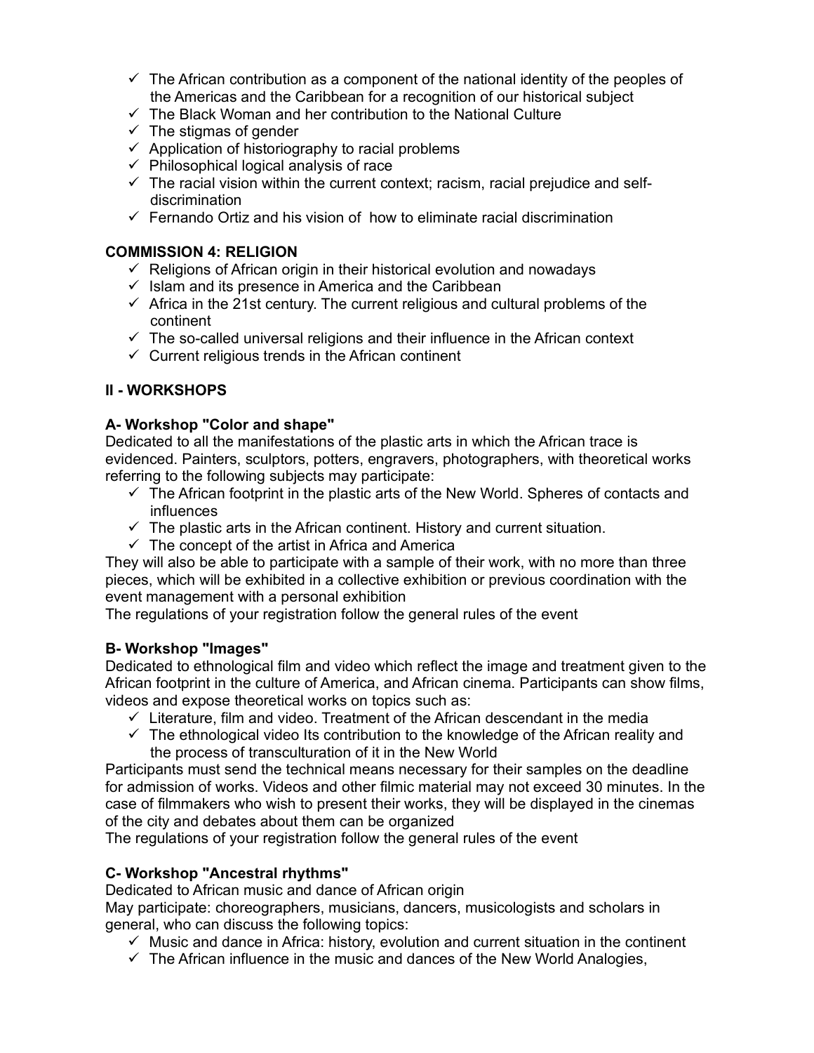- ✓ The African contribution as a component of the national identity of the peoples of the Americas and the Caribbean for a recognition of our historical subject
- ✓ The Black Woman and her contribution to the National Culture
- ✓ The stigmas of gender
- ✓ Application of historiography to racial problems
- ✓ Philosophical logical analysis of race
- ✓ The racial vision within the current context; racism, racial prejudice and self-discrimination
- ✓ Fernando Ortiz and his vision of how to eliminate racial discrimination

**COMMISSION 4: RELIGION**

- ✓ Religions of African origin in their historical evolution and nowadays
- ✓ Islam and its presence in America and the Caribbean
- ✓ Africa in the 21st century. The current religious and cultural problems of the continent
- ✓ The so-called universal religions and their influence in the African context
- ✓ Current religious trends in the African continent

## II - WORKSHOPS

**A- Workshop "Color and shape"**

Dedicated to all the manifestations of the plastic arts in which the African trace is evidenced. Painters, sculptors, potters, engravers, photographers, with theoretical works referring to the following subjects may participate:

- ✓ The African footprint in the plastic arts of the New World. Spheres of contacts and influences
- ✓ The plastic arts in the African continent. History and current situation.
- ✓ The concept of the artist in Africa and America

They will also be able to participate with a sample of their work, with no more than three pieces, which will be exhibited in a collective exhibition or previous coordination with the event management with a personal exhibition

The regulations of your registration follow the general rules of the event

**B- Workshop "Images"**

Dedicated to ethnological film and video which reflect the image and treatment given to the African footprint in the culture of America, and African cinema. Participants can show films, videos and expose theoretical works on topics such as:

- ✓ Literature, film and video. Treatment of the African descendant in the media
- ✓ The ethnological video Its contribution to the knowledge of the African reality and the process of transculturation of it in the New World

Participants must send the technical means necessary for their samples on the deadline for admission of works. Videos and other filmic material may not exceed 30 minutes. In the case of filmmakers who wish to present their works, they will be displayed in the cinemas of the city and debates about them can be organized

The regulations of your registration follow the general rules of the event

**C- Workshop "Ancestral rhythms"**

Dedicated to African music and dance of African origin

May participate: choreographers, musicians, dancers, musicologists and scholars in general, who can discuss the following topics:

- ✓ Music and dance in Africa: history, evolution and current situation in the continent
- ✓ The African influence in the music and dances of the New World Analogies,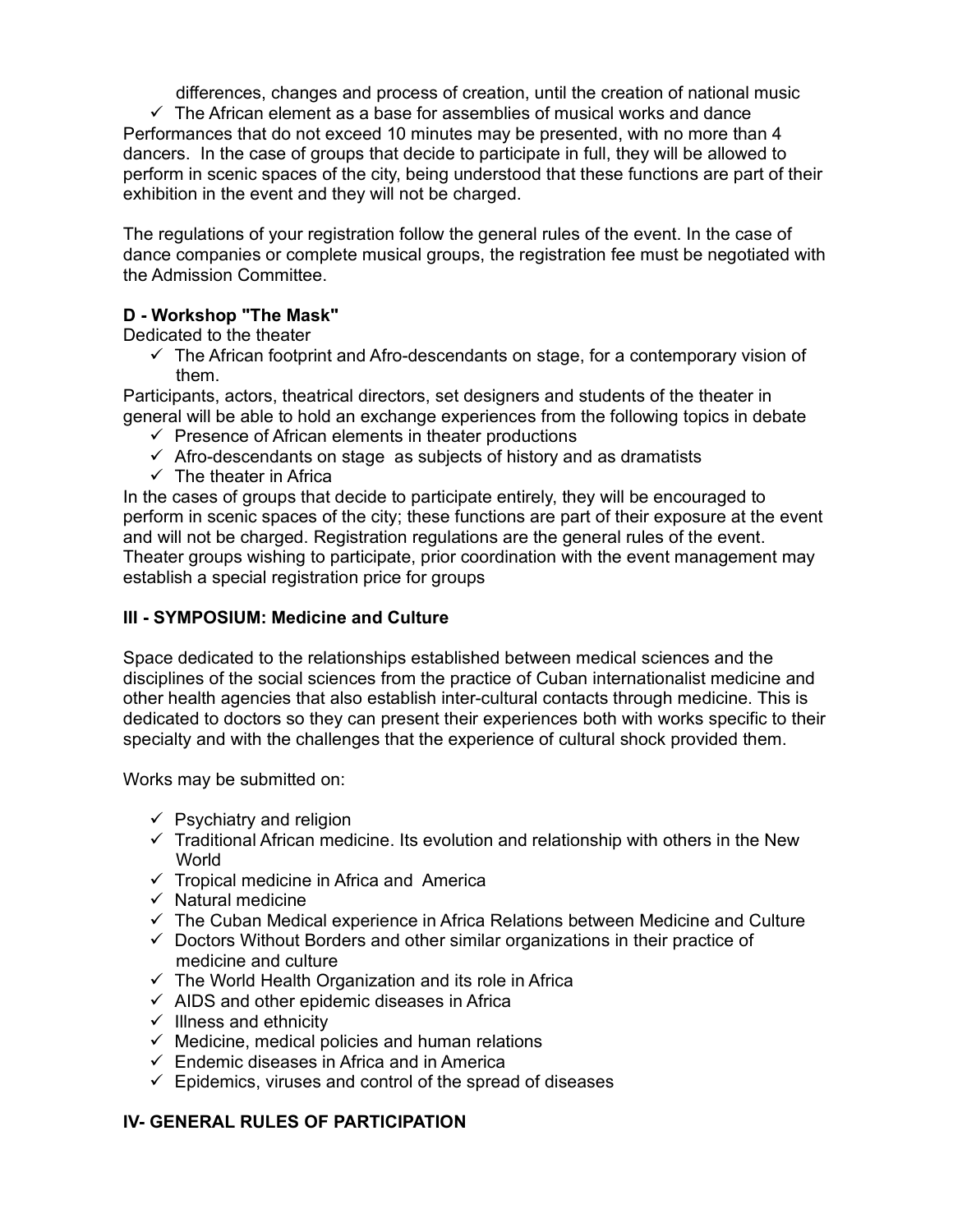differences, changes and process of creation, until the creation of national music

- ✓ The African element as a base for assemblies of musical works and dance

Performances that do not exceed 10 minutes may be presented, with no more than 4 dancers. In the case of groups that decide to participate in full, they will be allowed to perform in scenic spaces of the city, being understood that these functions are part of their exhibition in the event and they will not be charged.

The regulations of your registration follow the general rules of the event. In the case of dance companies or complete musical groups, the registration fee must be negotiated with the Admission Committee.

**D - Workshop "The Mask"**

Dedicated to the theater

- ✓ The African footprint and Afro-descendants on stage, for a contemporary vision of them.

Participants, actors, theatrical directors, set designers and students of the theater in general will be able to hold an exchange experiences from the following topics in debate

- ✓ Presence of African elements in theater productions
- ✓ Afro-descendants on stage as subjects of history and as dramatists
- ✓ The theater in Africa

In the cases of groups that decide to participate entirely, they will be encouraged to perform in scenic spaces of the city; these functions are part of their exposure at the event and will not be charged. Registration regulations are the general rules of the event. Theater groups wishing to participate, prior coordination with the event management may establish a special registration price for groups

**III - SYMPOSIUM: Medicine and Culture**

Space dedicated to the relationships established between medical sciences and the disciplines of the social sciences from the practice of Cuban internationalist medicine and other health agencies that also establish inter-cultural contacts through medicine. This is dedicated to doctors so they can present their experiences both with works specific to their specialty and with the challenges that the experience of cultural shock provided them.

Works may be submitted on:

- ✓ Psychiatry and religion
- ✓ Traditional African medicine. Its evolution and relationship with others in the New World
- ✓ Tropical medicine in Africa and America
- ✓ Natural medicine
- ✓ The Cuban Medical experience in Africa Relations between Medicine and Culture
- ✓ Doctors Without Borders and other similar organizations in their practice of medicine and culture
- ✓ The World Health Organization and its role in Africa
- ✓ AIDS and other epidemic diseases in Africa
- ✓ Illness and ethnicity
- ✓ Medicine, medical policies and human relations
- ✓ Endemic diseases in Africa and in America
- ✓ Epidemics, viruses and control of the spread of diseases

**IV- GENERAL RULES OF PARTICIPATION**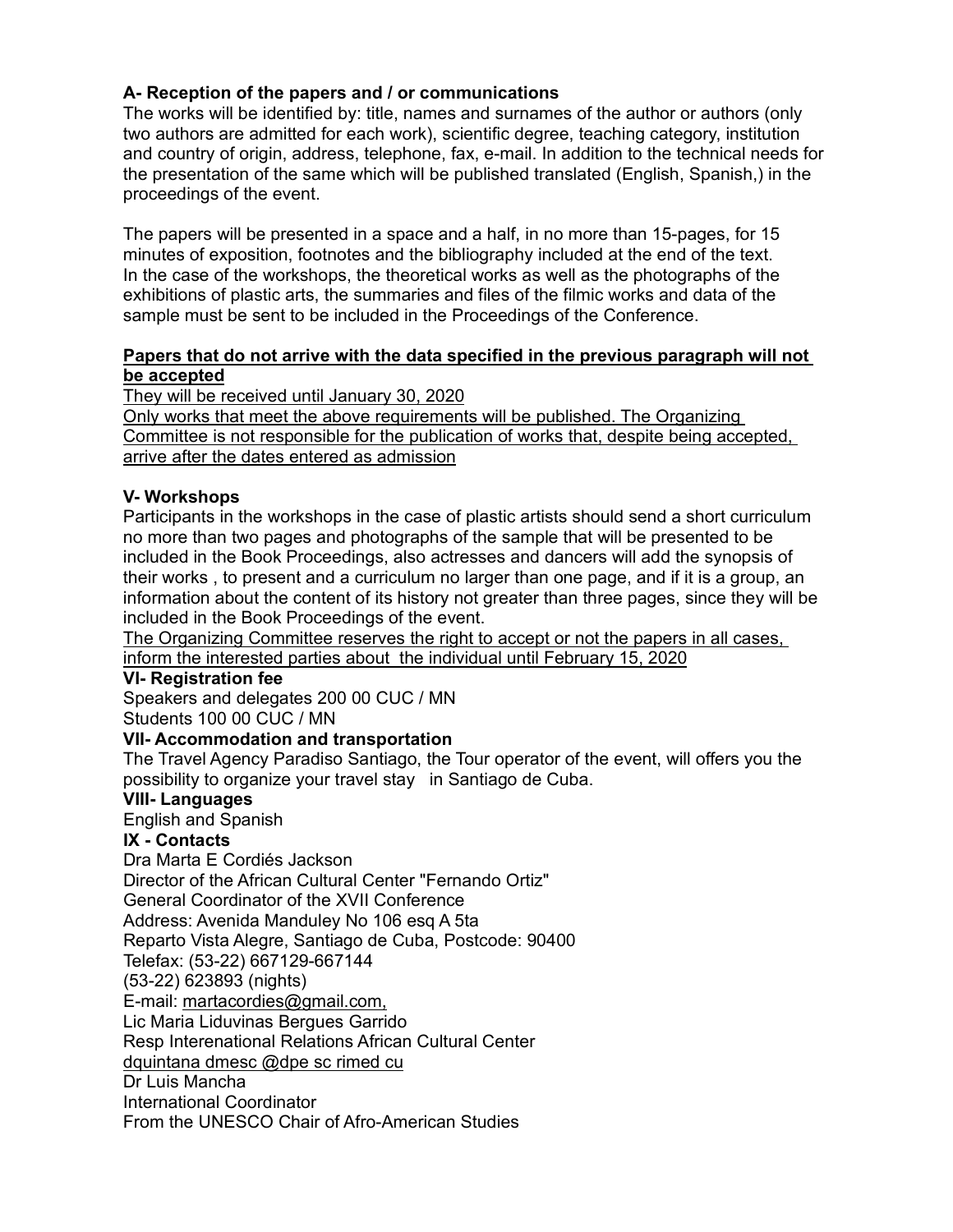**A- Reception of the papers and / or communications**

The works will be identified by: title, names and surnames of the author or authors (only two authors are admitted for each work), scientific degree, teaching category, institution and country of origin, address, telephone, fax, e-mail. In addition to the technical needs for the presentation of the same which will be published translated (English, Spanish,) in the proceedings of the event.

The papers will be presented in a space and a half, in no more than 15-pages, for 15 minutes of exposition, footnotes and the bibliography included at the end of the text. In the case of the workshops, the theoretical works as well as the photographs of the exhibitions of plastic arts, the summaries and files of the filmic works and data of the sample must be sent to be included in the Proceedings of the Conference.

<u>**Papers that do not arrive with the data specified in the previous paragraph will not be accepted**</u>

<u>They will be received until January 30, 2020</u>

<u>Only works that meet the above requirements will be published. The Organizing Committee is not responsible for the publication of works that, despite being accepted, arrive after the dates entered as admission</u>

**V- Workshops**

Participants in the workshops in the case of plastic artists should send a short curriculum no more than two pages and photographs of the sample that will be presented to be included in the Book Proceedings, also actresses and dancers will add the synopsis of their works , to present and a curriculum no larger than one page, and if it is a group, an information about the content of its history not greater than three pages, since they will be included in the Book Proceedings of the event.

<u>The Organizing Committee reserves the right to accept or not the papers in all cases, inform the interested parties about the individual until February 15, 2020</u>

**VI- Registration fee**

Speakers and delegates 200 00 CUC / MN
Students 100 00 CUC / MN

**VII- Accommodation and transportation**

The Travel Agency Paradiso Santiago, the Tour operator of the event, will offers you the possibility to organize your travel stay in Santiago de Cuba.

**VIII- Languages**

English and Spanish

**IX - Contacts**

Dra Marta E Cordiés Jackson
Director of the African Cultural Center "Fernando Ortiz"
General Coordinator of the XVII Conference
Address: Avenida Manduley No 106 esq A 5ta
Reparto Vista Alegre, Santiago de Cuba, Postcode: 90400
Telefax: (53-22) 667129-667144
(53-22) 623893 (nights)
E-mail: <u>martacordies@gmail.com,</u>
Lic Maria Liduvinas Bergues Garrido
Resp Interenational Relations African Cultural Center
<u>dquintana dmesc @dpe sc rimed cu</u>
Dr Luis Mancha
International Coordinator
From the UNESCO Chair of Afro-American Studies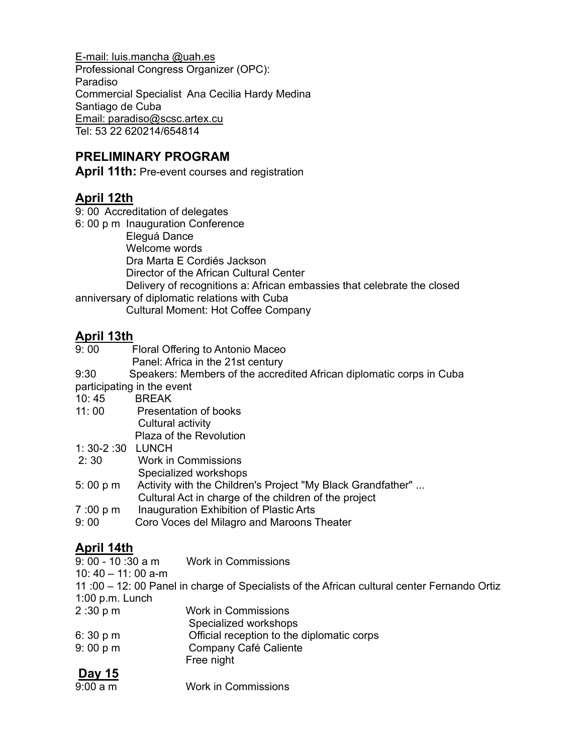E-mail: luis.mancha @uah.es
Professional Congress Organizer (OPC):
Paradiso
Commercial Specialist Ana Cecilia Hardy Medina
Santiago de Cuba
Email: paradiso@scsc.artex.cu
Tel: 53 22 620214/654814

## PRELIMINARY PROGRAM

**April 11th:** Pre-event courses and registration

### April 12th

9: 00 Accreditation of delegates
6: 00 p m Inauguration Conference
Eleguá Dance
Welcome words
Dra Marta E Cordiés Jackson
Director of the African Cultural Center
Delivery of recognitions a: African embassies that celebrate the closed anniversary of diplomatic relations with Cuba
Cultural Moment: Hot Coffee Company

### April 13th

9: 00 Floral Offering to Antonio Maceo
Panel: Africa in the 21st century
9:30 Speakers: Members of the accredited African diplomatic corps in Cuba participating in the event
10: 45 BREAK
11: 00 Presentation of books
Cultural activity
Plaza of the Revolution
1: 30-2 :30 LUNCH
2: 30 Work in Commissions
Specialized workshops
5: 00 p m Activity with the Children's Project "My Black Grandfather" ...
Cultural Act in charge of the children of the project
7 :00 p m Inauguration Exhibition of Plastic Arts
9: 00 Coro Voces del Milagro and Maroons Theater

### April 14th

9: 00 - 10 :30 a m Work in Commissions
10: 40 – 11: 00 a-m
11 :00 – 12: 00 Panel in charge of Specialists of the African cultural center Fernando Ortiz
1:00 p.m. Lunch
2 :30 p m Work in Commissions
Specialized workshops
6: 30 p m Official reception to the diplomatic corps
9: 00 p m Company Café Caliente
Free night

### Day 15

9:00 a m Work in Commissions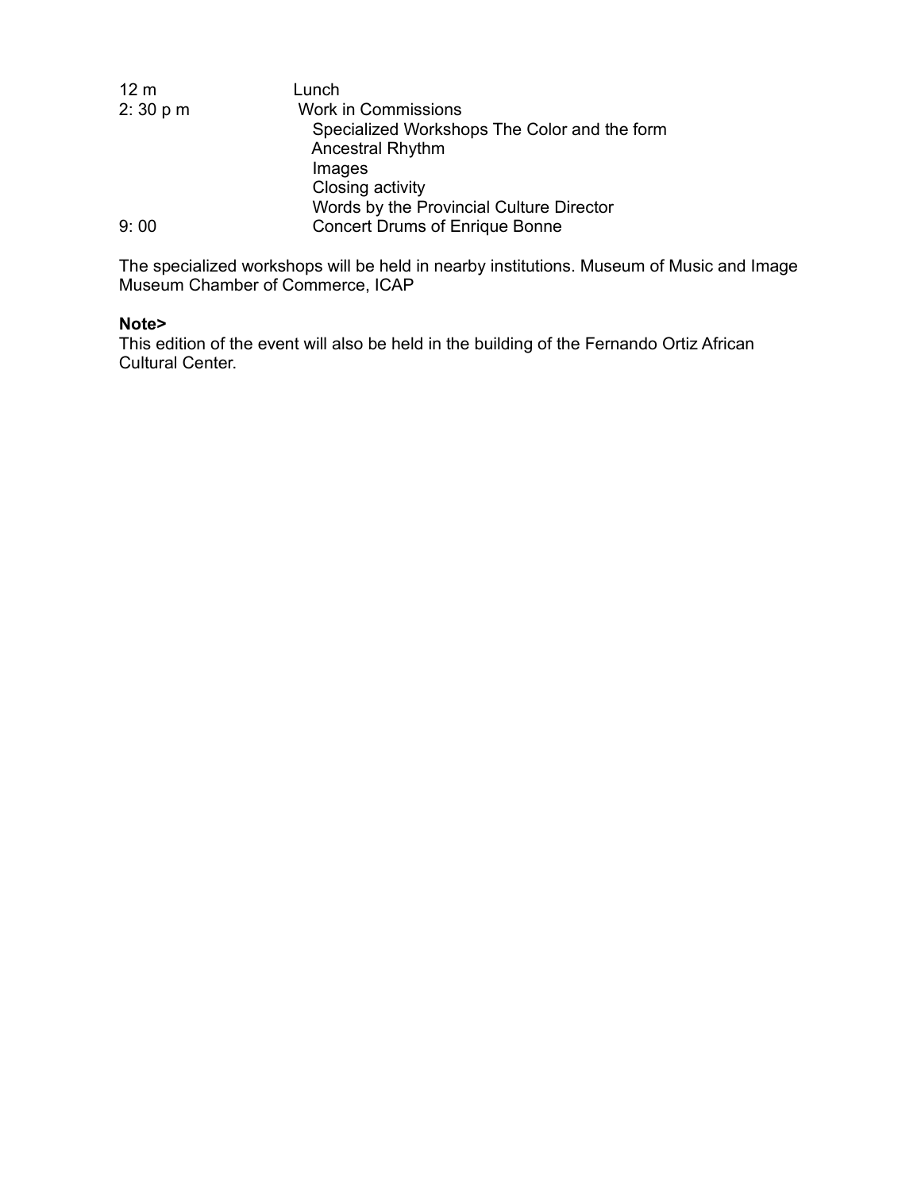| | |
|---|---|
| 12 m | Lunch |
| 2: 30 p m | Work in Commissions |
| | Specialized Workshops The Color and the form |
| | Ancestral Rhythm |
| | Images |
| | Closing activity |
| | Words by the Provincial Culture Director |
| 9: 00 | Concert Drums of Enrique Bonne |

The specialized workshops will be held in nearby institutions. Museum of Music and Image Museum Chamber of Commerce, ICAP

**Note>**

This edition of the event will also be held in the building of the Fernando Ortiz African Cultural Center.